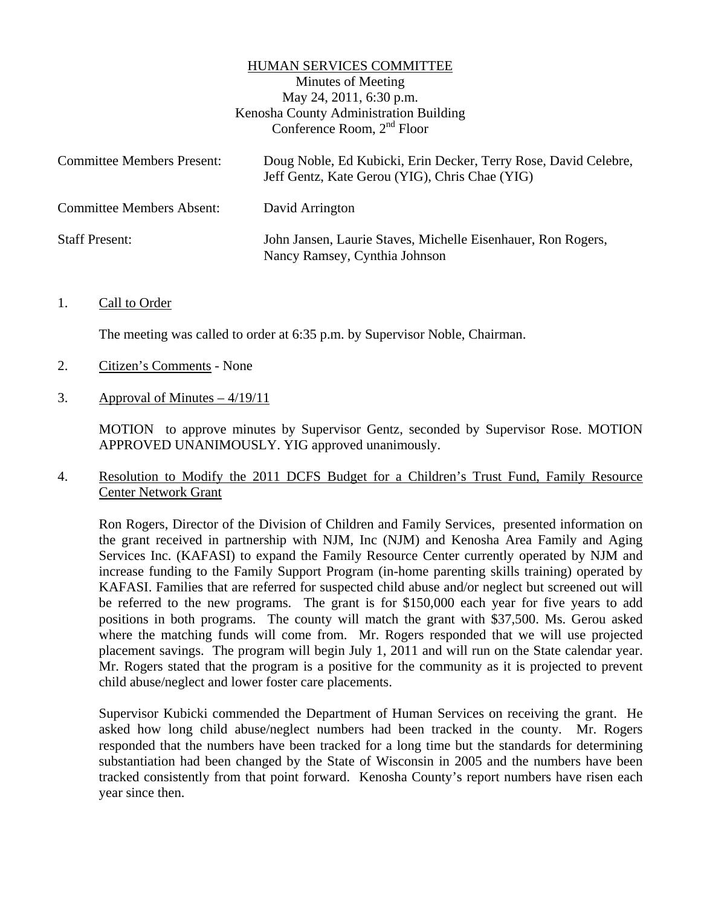# HUMAN SERVICES COMMITTEE

Minutes of Meeting
May 24, 2011, 6:30 p.m.
Kenosha County Administration Building
Conference Room, 2nd Floor

| | |
|---|---|
| Committee Members Present: | Doug Noble, Ed Kubicki, Erin Decker, Terry Rose, David Celebre, Jeff Gentz, Kate Gerou (YIG), Chris Chae (YIG) |
| Committee Members Absent: | David Arrington |
| Staff Present: | John Jansen, Laurie Staves, Michelle Eisenhauer, Ron Rogers, Nancy Ramsey, Cynthia Johnson |

1. Call to Order

   The meeting was called to order at 6:35 p.m. by Supervisor Noble, Chairman.

2. Citizen's Comments - None

3. Approval of Minutes – 4/19/11

   MOTION to approve minutes by Supervisor Gentz, seconded by Supervisor Rose. MOTION APPROVED UNANIMOUSLY. YIG approved unanimously.

4. Resolution to Modify the 2011 DCFS Budget for a Children's Trust Fund, Family Resource Center Network Grant

   Ron Rogers, Director of the Division of Children and Family Services, presented information on the grant received in partnership with NJM, Inc (NJM) and Kenosha Area Family and Aging Services Inc. (KAFASI) to expand the Family Resource Center currently operated by NJM and increase funding to the Family Support Program (in-home parenting skills training) operated by KAFASI. Families that are referred for suspected child abuse and/or neglect but screened out will be referred to the new programs. The grant is for $150,000 each year for five years to add positions in both programs. The county will match the grant with $37,500. Ms. Gerou asked where the matching funds will come from. Mr. Rogers responded that we will use projected placement savings. The program will begin July 1, 2011 and will run on the State calendar year. Mr. Rogers stated that the program is a positive for the community as it is projected to prevent child abuse/neglect and lower foster care placements.

   Supervisor Kubicki commended the Department of Human Services on receiving the grant. He asked how long child abuse/neglect numbers had been tracked in the county. Mr. Rogers responded that the numbers have been tracked for a long time but the standards for determining substantiation had been changed by the State of Wisconsin in 2005 and the numbers have been tracked consistently from that point forward. Kenosha County's report numbers have risen each year since then.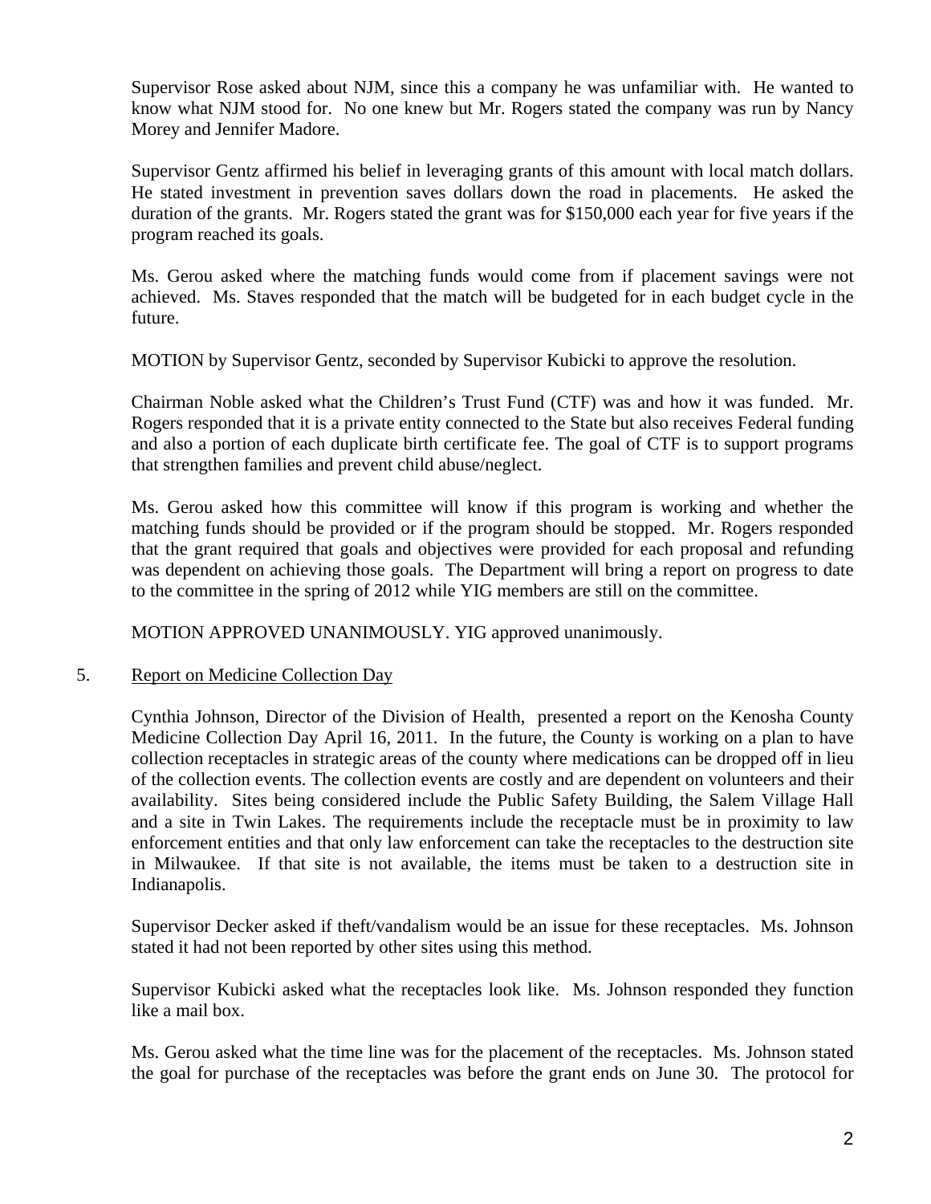Supervisor Rose asked about NJM, since this a company he was unfamiliar with. He wanted to know what NJM stood for. No one knew but Mr. Rogers stated the company was run by Nancy Morey and Jennifer Madore.

Supervisor Gentz affirmed his belief in leveraging grants of this amount with local match dollars. He stated investment in prevention saves dollars down the road in placements. He asked the duration of the grants. Mr. Rogers stated the grant was for $150,000 each year for five years if the program reached its goals.

Ms. Gerou asked where the matching funds would come from if placement savings were not achieved. Ms. Staves responded that the match will be budgeted for in each budget cycle in the future.

MOTION by Supervisor Gentz, seconded by Supervisor Kubicki to approve the resolution.

Chairman Noble asked what the Children's Trust Fund (CTF) was and how it was funded. Mr. Rogers responded that it is a private entity connected to the State but also receives Federal funding and also a portion of each duplicate birth certificate fee. The goal of CTF is to support programs that strengthen families and prevent child abuse/neglect.

Ms. Gerou asked how this committee will know if this program is working and whether the matching funds should be provided or if the program should be stopped. Mr. Rogers responded that the grant required that goals and objectives were provided for each proposal and refunding was dependent on achieving those goals. The Department will bring a report on progress to date to the committee in the spring of 2012 while YIG members are still on the committee.

MOTION APPROVED UNANIMOUSLY. YIG approved unanimously.

5. Report on Medicine Collection Day

Cynthia Johnson, Director of the Division of Health, presented a report on the Kenosha County Medicine Collection Day April 16, 2011. In the future, the County is working on a plan to have collection receptacles in strategic areas of the county where medications can be dropped off in lieu of the collection events. The collection events are costly and are dependent on volunteers and their availability. Sites being considered include the Public Safety Building, the Salem Village Hall and a site in Twin Lakes. The requirements include the receptacle must be in proximity to law enforcement entities and that only law enforcement can take the receptacles to the destruction site in Milwaukee. If that site is not available, the items must be taken to a destruction site in Indianapolis.

Supervisor Decker asked if theft/vandalism would be an issue for these receptacles. Ms. Johnson stated it had not been reported by other sites using this method.

Supervisor Kubicki asked what the receptacles look like. Ms. Johnson responded they function like a mail box.

Ms. Gerou asked what the time line was for the placement of the receptacles. Ms. Johnson stated the goal for purchase of the receptacles was before the grant ends on June 30. The protocol for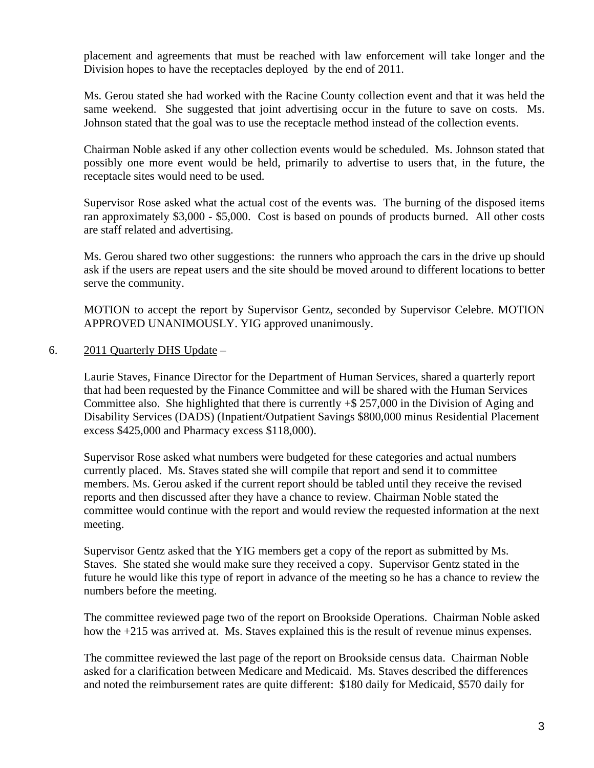placement and agreements that must be reached with law enforcement will take longer and the Division hopes to have the receptacles deployed by the end of 2011.

Ms. Gerou stated she had worked with the Racine County collection event and that it was held the same weekend. She suggested that joint advertising occur in the future to save on costs. Ms. Johnson stated that the goal was to use the receptacle method instead of the collection events.

Chairman Noble asked if any other collection events would be scheduled. Ms. Johnson stated that possibly one more event would be held, primarily to advertise to users that, in the future, the receptacle sites would need to be used.

Supervisor Rose asked what the actual cost of the events was. The burning of the disposed items ran approximately $3,000 - $5,000. Cost is based on pounds of products burned. All other costs are staff related and advertising.

Ms. Gerou shared two other suggestions: the runners who approach the cars in the drive up should ask if the users are repeat users and the site should be moved around to different locations to better serve the community.

MOTION to accept the report by Supervisor Gentz, seconded by Supervisor Celebre. MOTION APPROVED UNANIMOUSLY. YIG approved unanimously.

6. 2011 Quarterly DHS Update –

Laurie Staves, Finance Director for the Department of Human Services, shared a quarterly report that had been requested by the Finance Committee and will be shared with the Human Services Committee also. She highlighted that there is currently +$ 257,000 in the Division of Aging and Disability Services (DADS) (Inpatient/Outpatient Savings $800,000 minus Residential Placement excess $425,000 and Pharmacy excess $118,000).

Supervisor Rose asked what numbers were budgeted for these categories and actual numbers currently placed. Ms. Staves stated she will compile that report and send it to committee members. Ms. Gerou asked if the current report should be tabled until they receive the revised reports and then discussed after they have a chance to review. Chairman Noble stated the committee would continue with the report and would review the requested information at the next meeting.

Supervisor Gentz asked that the YIG members get a copy of the report as submitted by Ms. Staves. She stated she would make sure they received a copy. Supervisor Gentz stated in the future he would like this type of report in advance of the meeting so he has a chance to review the numbers before the meeting.

The committee reviewed page two of the report on Brookside Operations. Chairman Noble asked how the +215 was arrived at. Ms. Staves explained this is the result of revenue minus expenses.

The committee reviewed the last page of the report on Brookside census data. Chairman Noble asked for a clarification between Medicare and Medicaid. Ms. Staves described the differences and noted the reimbursement rates are quite different: $180 daily for Medicaid, $570 daily for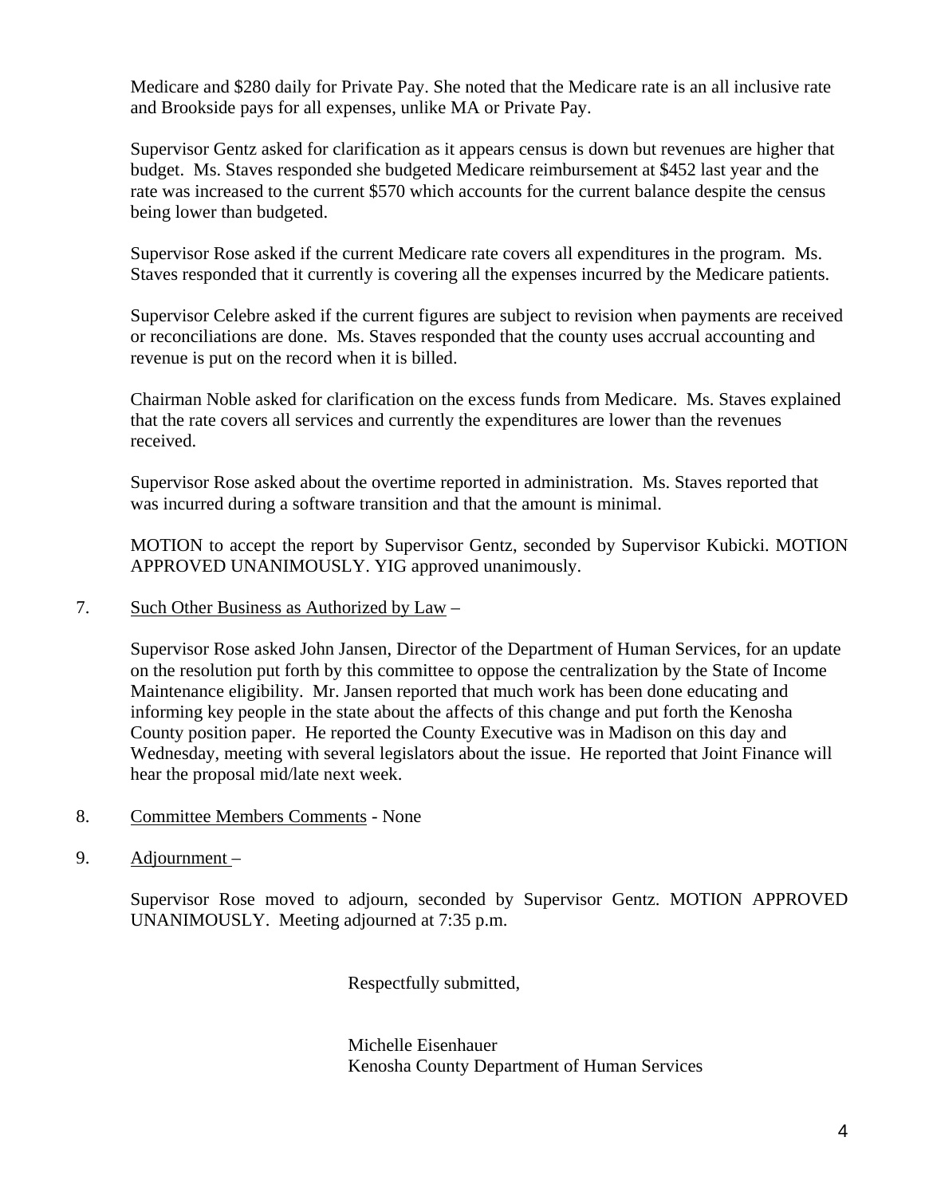Medicare and $280 daily for Private Pay. She noted that the Medicare rate is an all inclusive rate and Brookside pays for all expenses, unlike MA or Private Pay.

Supervisor Gentz asked for clarification as it appears census is down but revenues are higher that budget. Ms. Staves responded she budgeted Medicare reimbursement at $452 last year and the rate was increased to the current $570 which accounts for the current balance despite the census being lower than budgeted.

Supervisor Rose asked if the current Medicare rate covers all expenditures in the program. Ms. Staves responded that it currently is covering all the expenses incurred by the Medicare patients.

Supervisor Celebre asked if the current figures are subject to revision when payments are received or reconciliations are done. Ms. Staves responded that the county uses accrual accounting and revenue is put on the record when it is billed.

Chairman Noble asked for clarification on the excess funds from Medicare. Ms. Staves explained that the rate covers all services and currently the expenditures are lower than the revenues received.

Supervisor Rose asked about the overtime reported in administration. Ms. Staves reported that was incurred during a software transition and that the amount is minimal.

MOTION to accept the report by Supervisor Gentz, seconded by Supervisor Kubicki. MOTION APPROVED UNANIMOUSLY. YIG approved unanimously.

7. Such Other Business as Authorized by Law –

Supervisor Rose asked John Jansen, Director of the Department of Human Services, for an update on the resolution put forth by this committee to oppose the centralization by the State of Income Maintenance eligibility. Mr. Jansen reported that much work has been done educating and informing key people in the state about the affects of this change and put forth the Kenosha County position paper. He reported the County Executive was in Madison on this day and Wednesday, meeting with several legislators about the issue. He reported that Joint Finance will hear the proposal mid/late next week.

8. Committee Members Comments - None

9. Adjournment –

Supervisor Rose moved to adjourn, seconded by Supervisor Gentz. MOTION APPROVED UNANIMOUSLY. Meeting adjourned at 7:35 p.m.

Respectfully submitted,

Michelle Eisenhauer
Kenosha County Department of Human Services